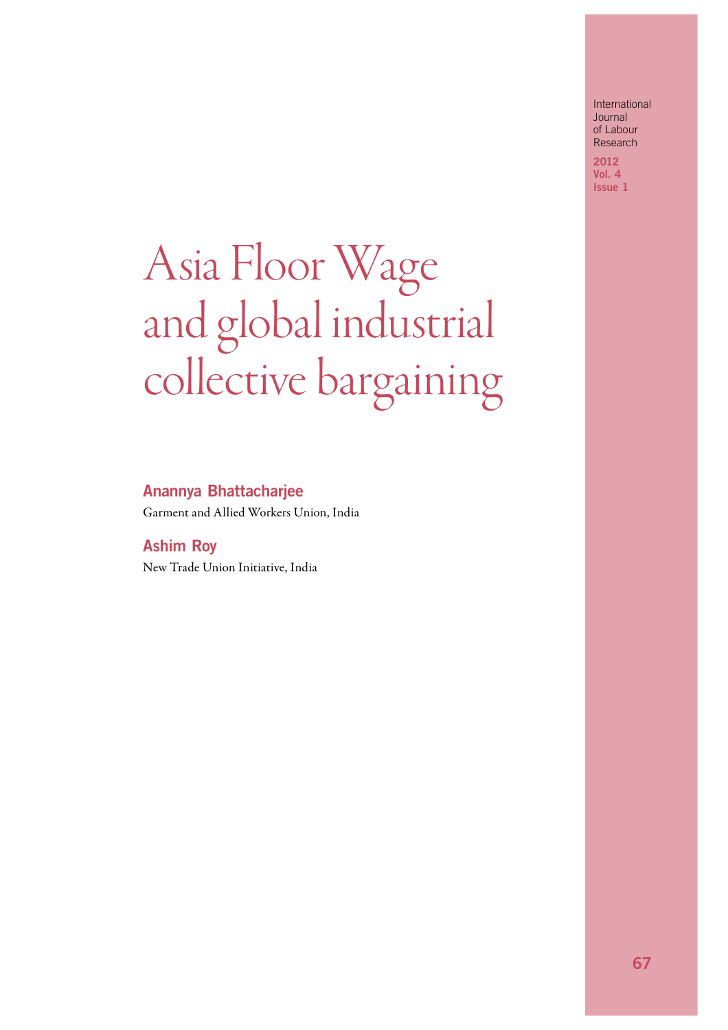# Asia Floor Wage and global industrial collective bargaining

**Anannya Bhattacharjee**

Garment and Allied Workers Union, India

**Ashim Roy**

New Trade Union Initiative, India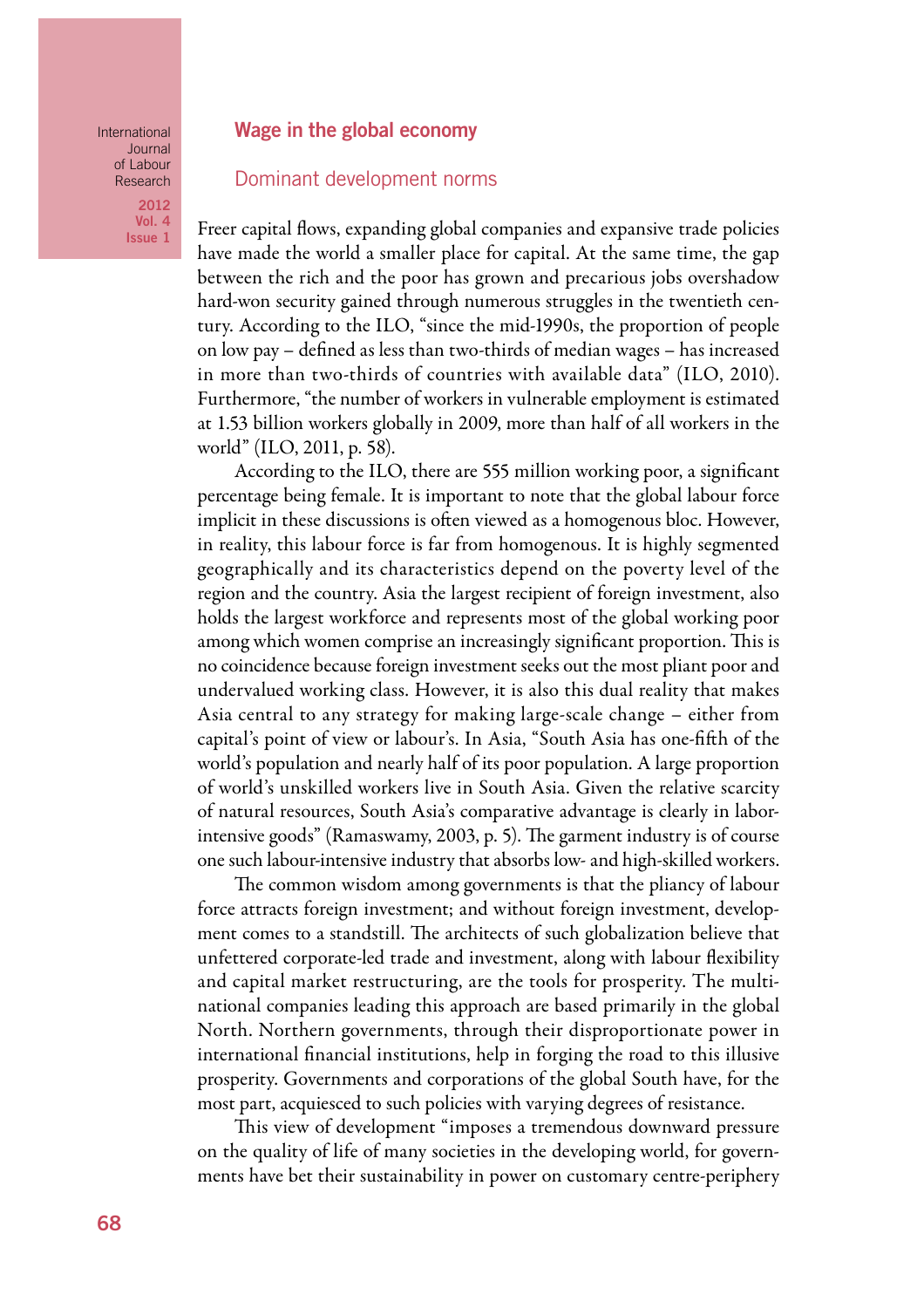## Wage in the global economy

### Dominant development norms

Freer capital flows, expanding global companies and expansive trade policies have made the world a smaller place for capital. At the same time, the gap between the rich and the poor has grown and precarious jobs overshadow hard-won security gained through numerous struggles in the twentieth century. According to the ILO, "since the mid-1990s, the proportion of people on low pay – defined as less than two-thirds of median wages – has increased in more than two-thirds of countries with available data" (ILO, 2010). Furthermore, "the number of workers in vulnerable employment is estimated at 1.53 billion workers globally in 2009, more than half of all workers in the world" (ILO, 2011, p. 58).

According to the ILO, there are 555 million working poor, a significant percentage being female. It is important to note that the global labour force implicit in these discussions is often viewed as a homogenous bloc. However, in reality, this labour force is far from homogenous. It is highly segmented geographically and its characteristics depend on the poverty level of the region and the country. Asia the largest recipient of foreign investment, also holds the largest workforce and represents most of the global working poor among which women comprise an increasingly significant proportion. This is no coincidence because foreign investment seeks out the most pliant poor and undervalued working class. However, it is also this dual reality that makes Asia central to any strategy for making large-scale change – either from capital's point of view or labour's. In Asia, "South Asia has one-fifth of the world's population and nearly half of its poor population. A large proportion of world's unskilled workers live in South Asia. Given the relative scarcity of natural resources, South Asia's comparative advantage is clearly in labor-intensive goods" (Ramaswamy, 2003, p. 5). The garment industry is of course one such labour-intensive industry that absorbs low- and high-skilled workers.

The common wisdom among governments is that the pliancy of labour force attracts foreign investment; and without foreign investment, development comes to a standstill. The architects of such globalization believe that unfettered corporate-led trade and investment, along with labour flexibility and capital market restructuring, are the tools for prosperity. The multinational companies leading this approach are based primarily in the global North. Northern governments, through their disproportionate power in international financial institutions, help in forging the road to this illusive prosperity. Governments and corporations of the global South have, for the most part, acquiesced to such policies with varying degrees of resistance.

This view of development "imposes a tremendous downward pressure on the quality of life of many societies in the developing world, for governments have bet their sustainability in power on customary centre-periphery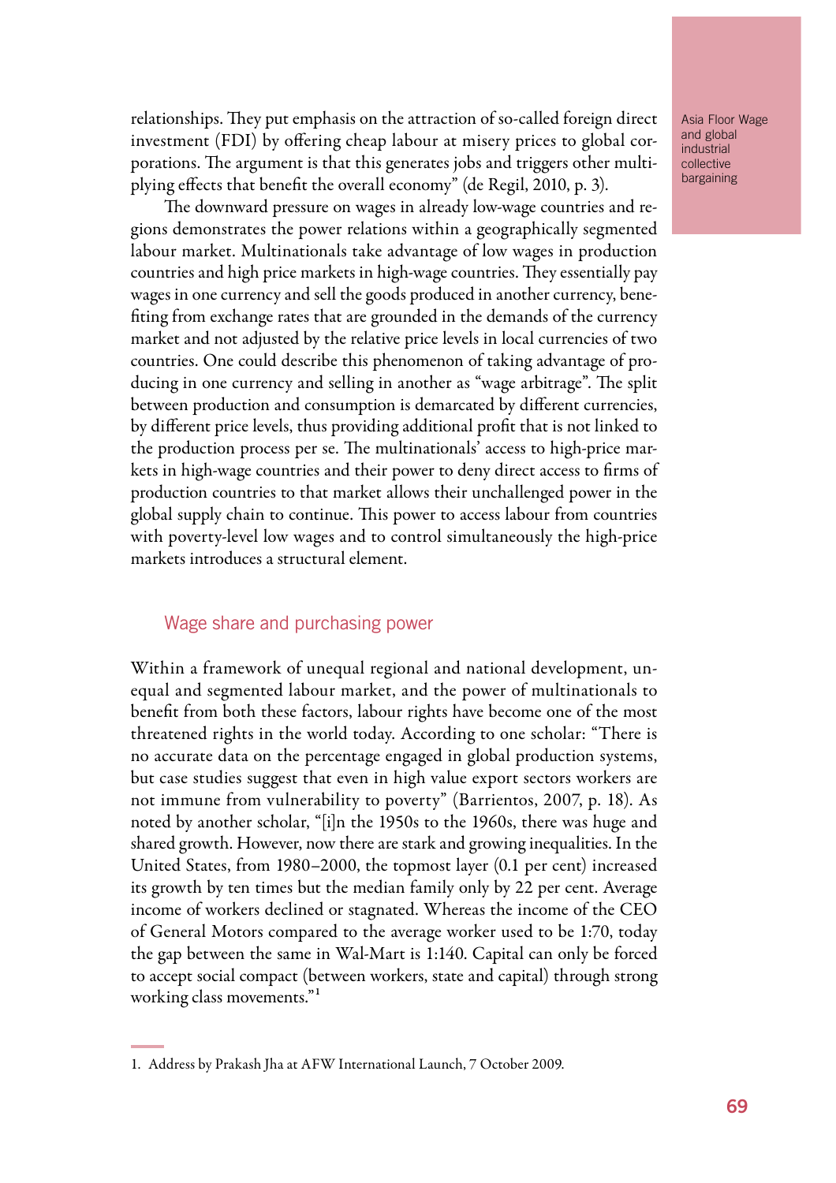relationships. They put emphasis on the attraction of so-called foreign direct investment (FDI) by offering cheap labour at misery prices to global corporations. The argument is that this generates jobs and triggers other multiplying effects that benefit the overall economy" (de Regil, 2010, p. 3).

The downward pressure on wages in already low-wage countries and regions demonstrates the power relations within a geographically segmented labour market. Multinationals take advantage of low wages in production countries and high price markets in high-wage countries. They essentially pay wages in one currency and sell the goods produced in another currency, benefiting from exchange rates that are grounded in the demands of the currency market and not adjusted by the relative price levels in local currencies of two countries. One could describe this phenomenon of taking advantage of producing in one currency and selling in another as "wage arbitrage". The split between production and consumption is demarcated by different currencies, by different price levels, thus providing additional profit that is not linked to the production process per se. The multinationals' access to high-price markets in high-wage countries and their power to deny direct access to firms of production countries to that market allows their unchallenged power in the global supply chain to continue. This power to access labour from countries with poverty-level low wages and to control simultaneously the high-price markets introduces a structural element.

## Wage share and purchasing power

Within a framework of unequal regional and national development, unequal and segmented labour market, and the power of multinationals to benefit from both these factors, labour rights have become one of the most threatened rights in the world today. According to one scholar: "There is no accurate data on the percentage engaged in global production systems, but case studies suggest that even in high value export sectors workers are not immune from vulnerability to poverty" (Barrientos, 2007, p. 18). As noted by another scholar, "[i]n the 1950s to the 1960s, there was huge and shared growth. However, now there are stark and growing inequalities. In the United States, from 1980–2000, the topmost layer (0.1 per cent) increased its growth by ten times but the median family only by 22 per cent. Average income of workers declined or stagnated. Whereas the income of the CEO of General Motors compared to the average worker used to be 1:70, today the gap between the same in Wal-Mart is 1:140. Capital can only be forced to accept social compact (between workers, state and capital) through strong working class movements."[1]

1. Address by Prakash Jha at AFW International Launch, 7 October 2009.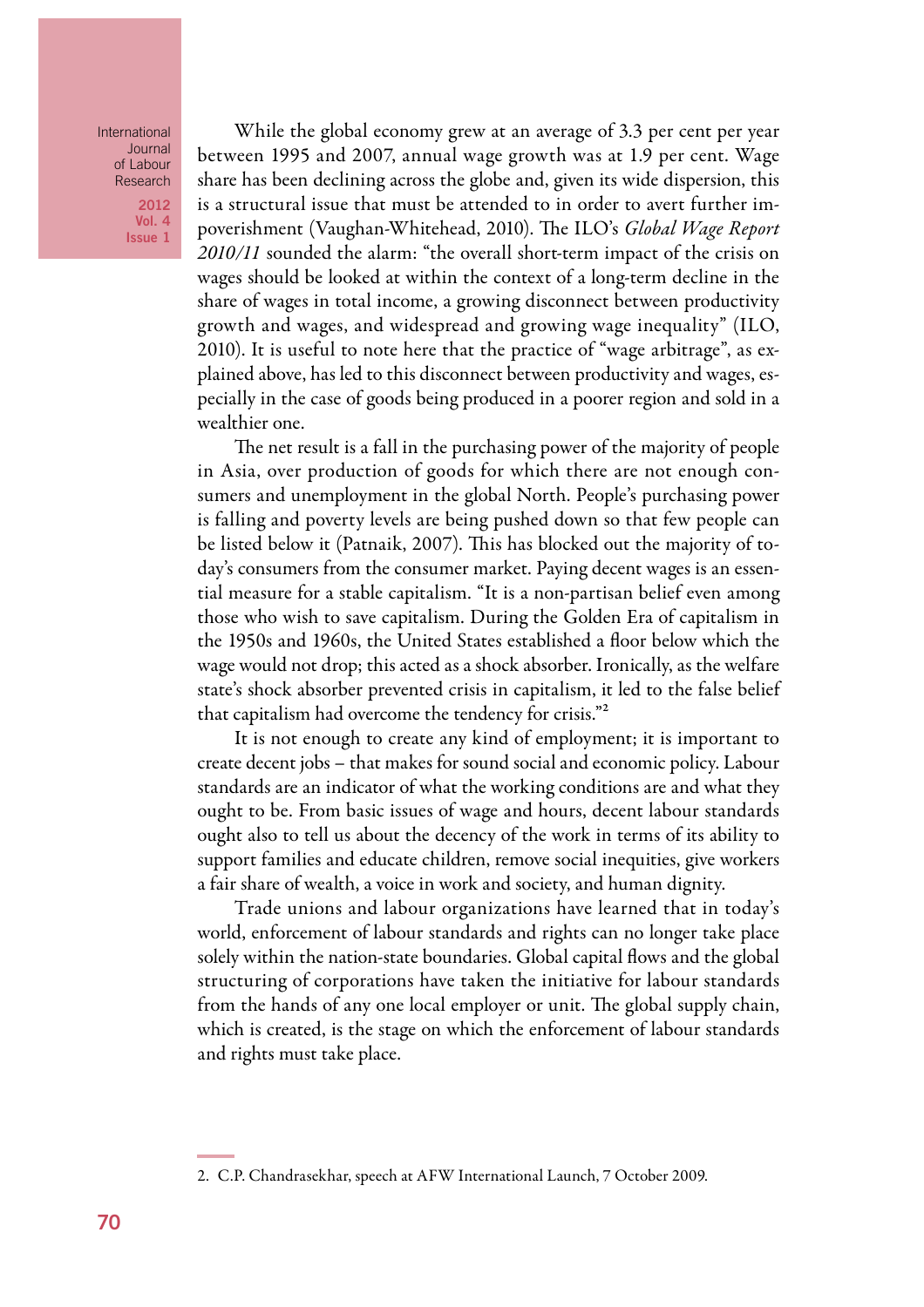While the global economy grew at an average of 3.3 per cent per year between 1995 and 2007, annual wage growth was at 1.9 per cent. Wage share has been declining across the globe and, given its wide dispersion, this is a structural issue that must be attended to in order to avert further impoverishment (Vaughan-Whitehead, 2010). The ILO's *Global Wage Report 2010/11* sounded the alarm: "the overall short-term impact of the crisis on wages should be looked at within the context of a long-term decline in the share of wages in total income, a growing disconnect between productivity growth and wages, and widespread and growing wage inequality" (ILO, 2010). It is useful to note here that the practice of "wage arbitrage", as explained above, has led to this disconnect between productivity and wages, especially in the case of goods being produced in a poorer region and sold in a wealthier one.

The net result is a fall in the purchasing power of the majority of people in Asia, over production of goods for which there are not enough consumers and unemployment in the global North. People's purchasing power is falling and poverty levels are being pushed down so that few people can be listed below it (Patnaik, 2007). This has blocked out the majority of today's consumers from the consumer market. Paying decent wages is an essential measure for a stable capitalism. "It is a non-partisan belief even among those who wish to save capitalism. During the Golden Era of capitalism in the 1950s and 1960s, the United States established a floor below which the wage would not drop; this acted as a shock absorber. Ironically, as the welfare state's shock absorber prevented crisis in capitalism, it led to the false belief that capitalism had overcome the tendency for crisis."[2]

It is not enough to create any kind of employment; it is important to create decent jobs – that makes for sound social and economic policy. Labour standards are an indicator of what the working conditions are and what they ought to be. From basic issues of wage and hours, decent labour standards ought also to tell us about the decency of the work in terms of its ability to support families and educate children, remove social inequities, give workers a fair share of wealth, a voice in work and society, and human dignity.

Trade unions and labour organizations have learned that in today's world, enforcement of labour standards and rights can no longer take place solely within the nation-state boundaries. Global capital flows and the global structuring of corporations have taken the initiative for labour standards from the hands of any one local employer or unit. The global supply chain, which is created, is the stage on which the enforcement of labour standards and rights must take place.

2. C.P. Chandrasekhar, speech at AFW International Launch, 7 October 2009.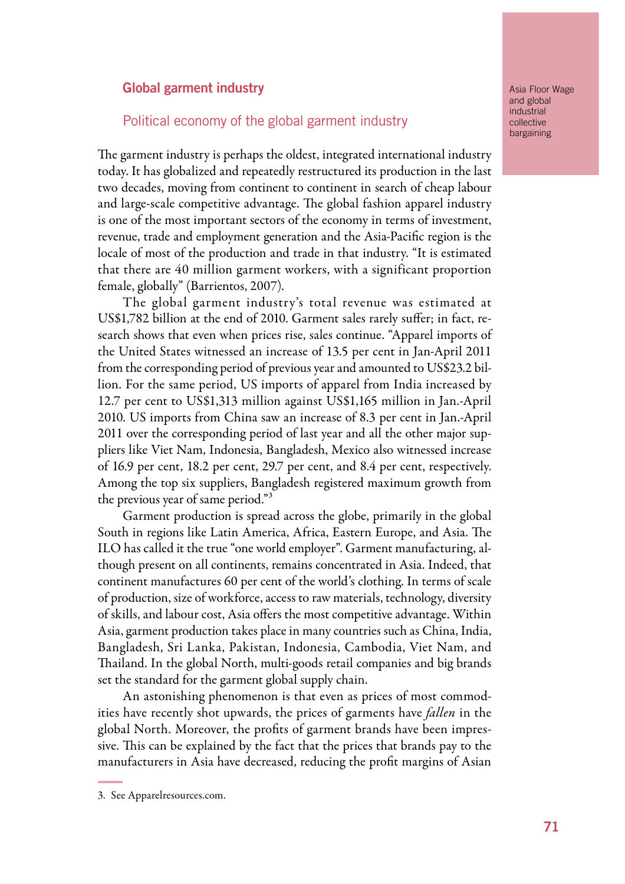## Global garment industry

### Political economy of the global garment industry

The garment industry is perhaps the oldest, integrated international industry today. It has globalized and repeatedly restructured its production in the last two decades, moving from continent to continent in search of cheap labour and large-scale competitive advantage. The global fashion apparel industry is one of the most important sectors of the economy in terms of investment, revenue, trade and employment generation and the Asia-Pacific region is the locale of most of the production and trade in that industry. "It is estimated that there are 40 million garment workers, with a significant proportion female, globally" (Barrientos, 2007).

The global garment industry's total revenue was estimated at US$1,782 billion at the end of 2010. Garment sales rarely suffer; in fact, research shows that even when prices rise, sales continue. "Apparel imports of the United States witnessed an increase of 13.5 per cent in Jan-April 2011 from the corresponding period of previous year and amounted to US$23.2 billion. For the same period, US imports of apparel from India increased by 12.7 per cent to US$1,313 million against US$1,165 million in Jan.-April 2010. US imports from China saw an increase of 8.3 per cent in Jan.-April 2011 over the corresponding period of last year and all the other major suppliers like Viet Nam, Indonesia, Bangladesh, Mexico also witnessed increase of 16.9 per cent, 18.2 per cent, 29.7 per cent, and 8.4 per cent, respectively. Among the top six suppliers, Bangladesh registered maximum growth from the previous year of same period."[3]

Garment production is spread across the globe, primarily in the global South in regions like Latin America, Africa, Eastern Europe, and Asia. The ILO has called it the true "one world employer". Garment manufacturing, although present on all continents, remains concentrated in Asia. Indeed, that continent manufactures 60 per cent of the world's clothing. In terms of scale of production, size of workforce, access to raw materials, technology, diversity of skills, and labour cost, Asia offers the most competitive advantage. Within Asia, garment production takes place in many countries such as China, India, Bangladesh, Sri Lanka, Pakistan, Indonesia, Cambodia, Viet Nam, and Thailand. In the global North, multi-goods retail companies and big brands set the standard for the garment global supply chain.

An astonishing phenomenon is that even as prices of most commodities have recently shot upwards, the prices of garments have *fallen* in the global North. Moreover, the profits of garment brands have been impressive. This can be explained by the fact that the prices that brands pay to the manufacturers in Asia have decreased, reducing the profit margins of Asian

3. See Apparelresources.com.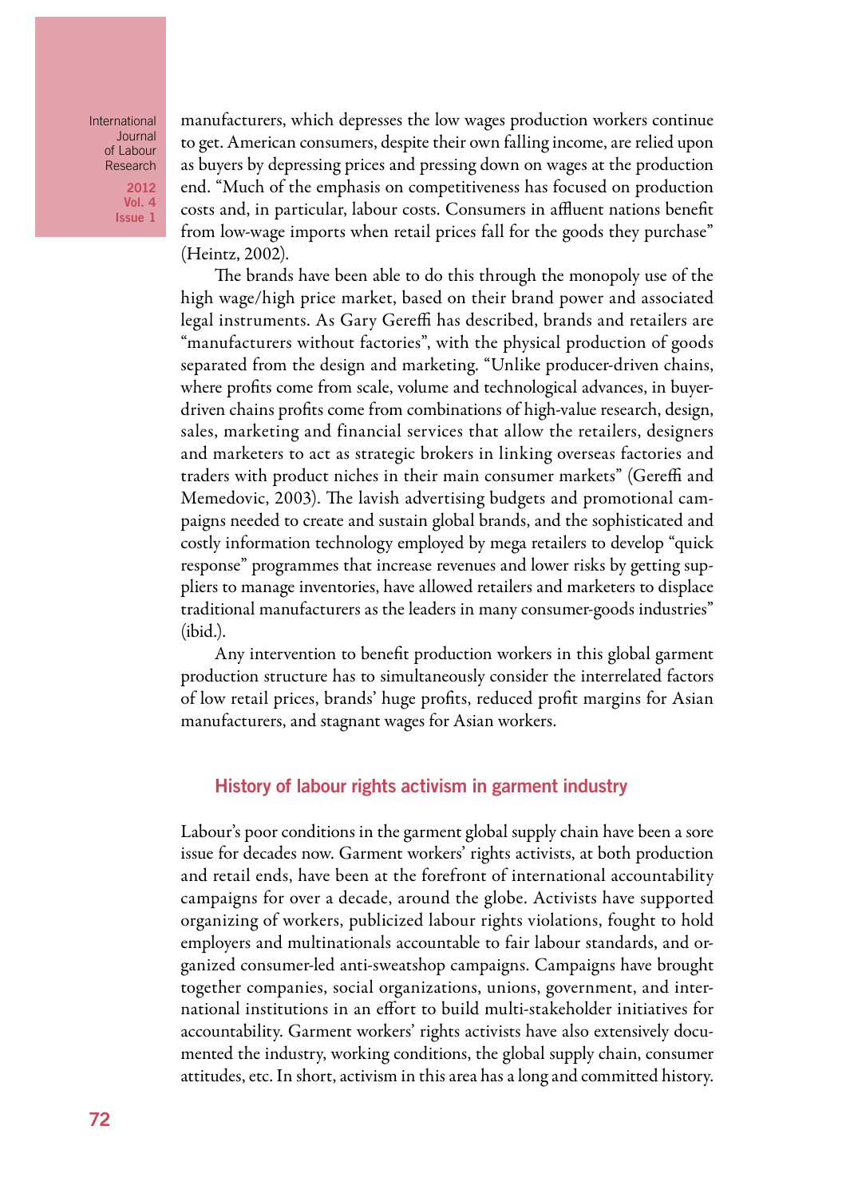manufacturers, which depresses the low wages production workers continue to get. American consumers, despite their own falling income, are relied upon as buyers by depressing prices and pressing down on wages at the production end. "Much of the emphasis on competitiveness has focused on production costs and, in particular, labour costs. Consumers in affluent nations benefit from low-wage imports when retail prices fall for the goods they purchase" (Heintz, 2002).

The brands have been able to do this through the monopoly use of the high wage/high price market, based on their brand power and associated legal instruments. As Gary Gereffi has described, brands and retailers are "manufacturers without factories", with the physical production of goods separated from the design and marketing. "Unlike producer-driven chains, where profits come from scale, volume and technological advances, in buyer-driven chains profits come from combinations of high-value research, design, sales, marketing and financial services that allow the retailers, designers and marketers to act as strategic brokers in linking overseas factories and traders with product niches in their main consumer markets" (Gereffi and Memedovic, 2003). The lavish advertising budgets and promotional campaigns needed to create and sustain global brands, and the sophisticated and costly information technology employed by mega retailers to develop "quick response" programmes that increase revenues and lower risks by getting suppliers to manage inventories, have allowed retailers and marketers to displace traditional manufacturers as the leaders in many consumer-goods industries" (ibid.).

Any intervention to benefit production workers in this global garment production structure has to simultaneously consider the interrelated factors of low retail prices, brands' huge profits, reduced profit margins for Asian manufacturers, and stagnant wages for Asian workers.

## History of labour rights activism in garment industry

Labour's poor conditions in the garment global supply chain have been a sore issue for decades now. Garment workers' rights activists, at both production and retail ends, have been at the forefront of international accountability campaigns for over a decade, around the globe. Activists have supported organizing of workers, publicized labour rights violations, fought to hold employers and multinationals accountable to fair labour standards, and organized consumer-led anti-sweatshop campaigns. Campaigns have brought together companies, social organizations, unions, government, and international institutions in an effort to build multi-stakeholder initiatives for accountability. Garment workers' rights activists have also extensively documented the industry, working conditions, the global supply chain, consumer attitudes, etc. In short, activism in this area has a long and committed history.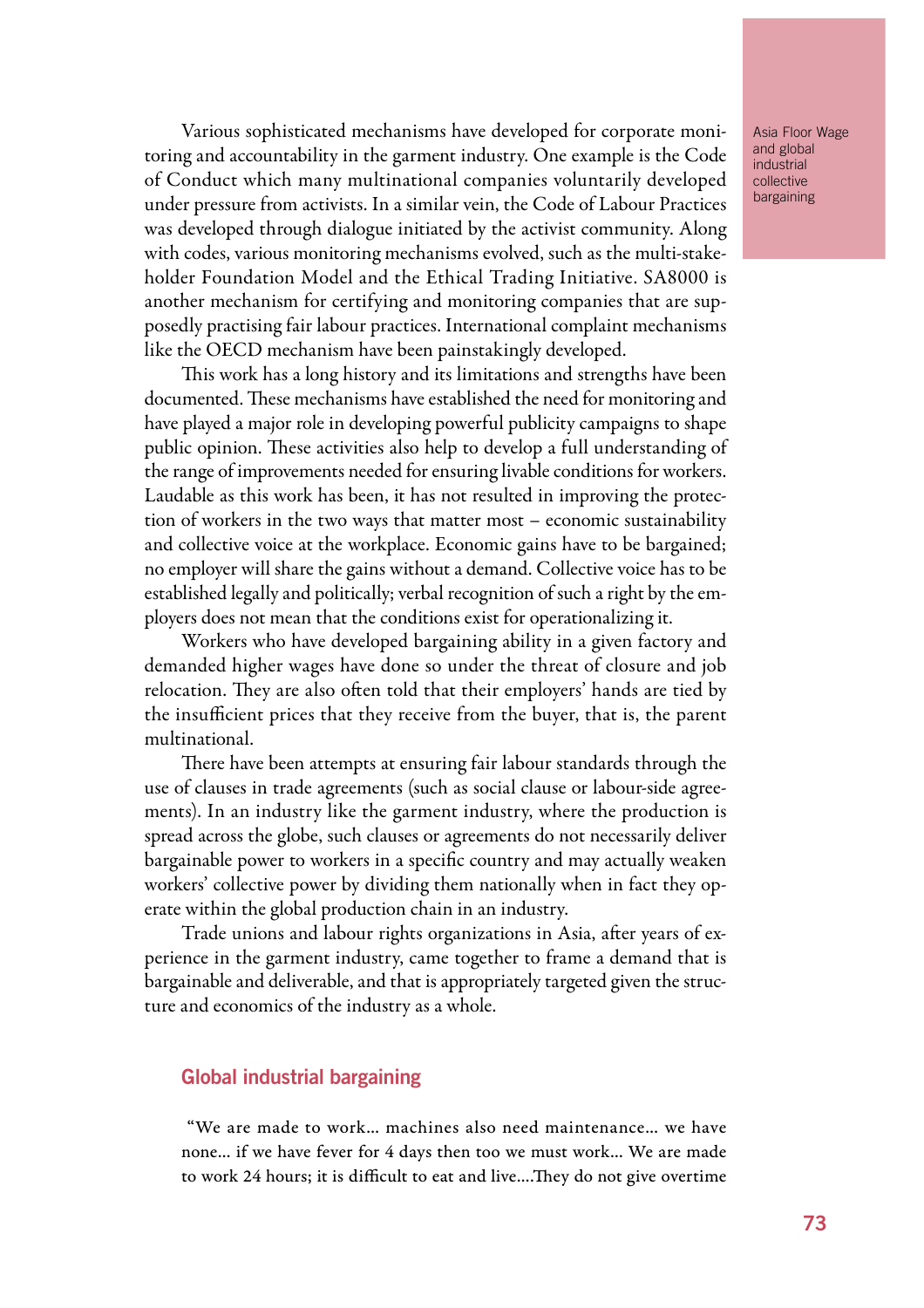Various sophisticated mechanisms have developed for corporate monitoring and accountability in the garment industry. One example is the Code of Conduct which many multinational companies voluntarily developed under pressure from activists. In a similar vein, the Code of Labour Practices was developed through dialogue initiated by the activist community. Along with codes, various monitoring mechanisms evolved, such as the multi-stakeholder Foundation Model and the Ethical Trading Initiative. SA8000 is another mechanism for certifying and monitoring companies that are supposedly practising fair labour practices. International complaint mechanisms like the OECD mechanism have been painstakingly developed.

This work has a long history and its limitations and strengths have been documented. These mechanisms have established the need for monitoring and have played a major role in developing powerful publicity campaigns to shape public opinion. These activities also help to develop a full understanding of the range of improvements needed for ensuring livable conditions for workers. Laudable as this work has been, it has not resulted in improving the protection of workers in the two ways that matter most – economic sustainability and collective voice at the workplace. Economic gains have to be bargained; no employer will share the gains without a demand. Collective voice has to be established legally and politically; verbal recognition of such a right by the employers does not mean that the conditions exist for operationalizing it.

Workers who have developed bargaining ability in a given factory and demanded higher wages have done so under the threat of closure and job relocation. They are also often told that their employers' hands are tied by the insufficient prices that they receive from the buyer, that is, the parent multinational.

There have been attempts at ensuring fair labour standards through the use of clauses in trade agreements (such as social clause or labour-side agreements). In an industry like the garment industry, where the production is spread across the globe, such clauses or agreements do not necessarily deliver bargainable power to workers in a specific country and may actually weaken workers' collective power by dividing them nationally when in fact they operate within the global production chain in an industry.

Trade unions and labour rights organizations in Asia, after years of experience in the garment industry, came together to frame a demand that is bargainable and deliverable, and that is appropriately targeted given the structure and economics of the industry as a whole.

## Global industrial bargaining

"We are made to work… machines also need maintenance… we have none… if we have fever for 4 days then too we must work… We are made to work 24 hours; it is difficult to eat and live….They do not give overtime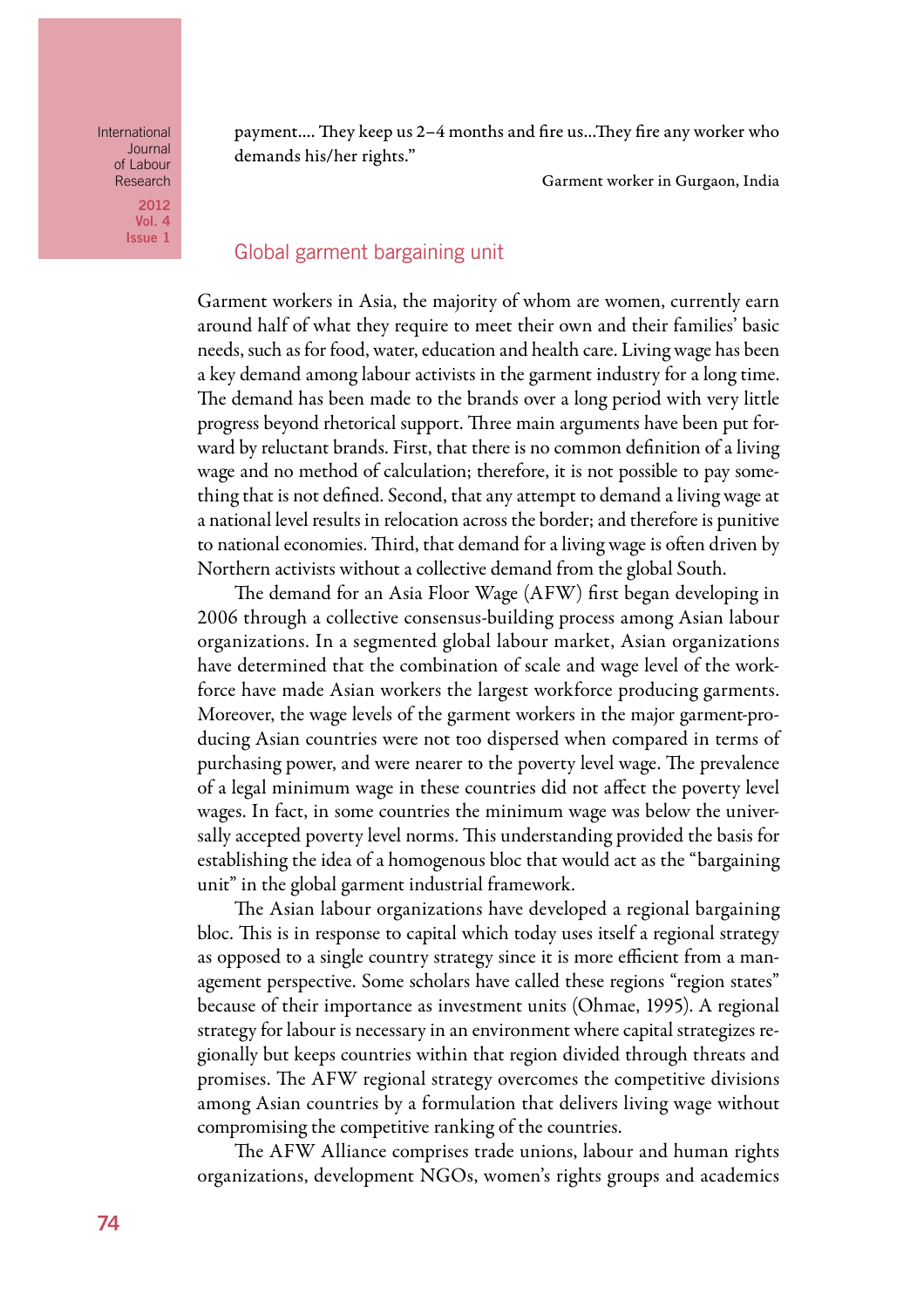payment.... They keep us 2–4 months and fire us...They fire any worker who demands his/her rights."

Garment worker in Gurgaon, India

## Global garment bargaining unit

Garment workers in Asia, the majority of whom are women, currently earn around half of what they require to meet their own and their families' basic needs, such as for food, water, education and health care. Living wage has been a key demand among labour activists in the garment industry for a long time. The demand has been made to the brands over a long period with very little progress beyond rhetorical support. Three main arguments have been put forward by reluctant brands. First, that there is no common definition of a living wage and no method of calculation; therefore, it is not possible to pay something that is not defined. Second, that any attempt to demand a living wage at a national level results in relocation across the border; and therefore is punitive to national economies. Third, that demand for a living wage is often driven by Northern activists without a collective demand from the global South.

The demand for an Asia Floor Wage (AFW) first began developing in 2006 through a collective consensus-building process among Asian labour organizations. In a segmented global labour market, Asian organizations have determined that the combination of scale and wage level of the workforce have made Asian workers the largest workforce producing garments. Moreover, the wage levels of the garment workers in the major garment-producing Asian countries were not too dispersed when compared in terms of purchasing power, and were nearer to the poverty level wage. The prevalence of a legal minimum wage in these countries did not affect the poverty level wages. In fact, in some countries the minimum wage was below the universally accepted poverty level norms. This understanding provided the basis for establishing the idea of a homogenous bloc that would act as the "bargaining unit" in the global garment industrial framework.

The Asian labour organizations have developed a regional bargaining bloc. This is in response to capital which today uses itself a regional strategy as opposed to a single country strategy since it is more efficient from a management perspective. Some scholars have called these regions "region states" because of their importance as investment units (Ohmae, 1995). A regional strategy for labour is necessary in an environment where capital strategizes regionally but keeps countries within that region divided through threats and promises. The AFW regional strategy overcomes the competitive divisions among Asian countries by a formulation that delivers living wage without compromising the competitive ranking of the countries.

The AFW Alliance comprises trade unions, labour and human rights organizations, development NGOs, women's rights groups and academics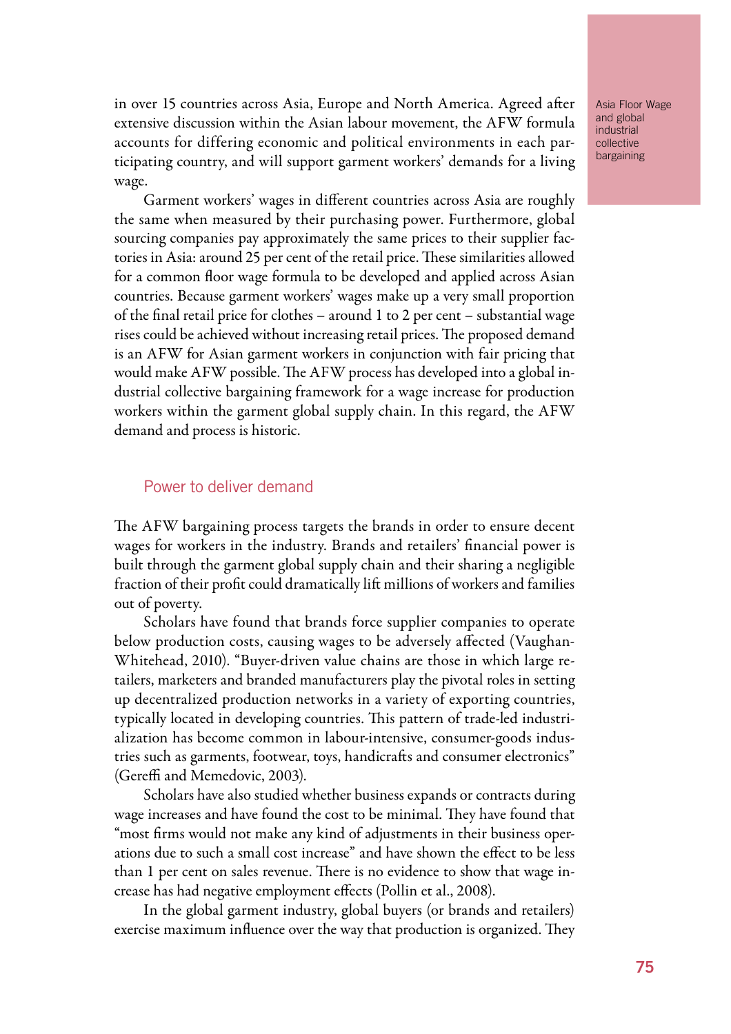in over 15 countries across Asia, Europe and North America. Agreed after extensive discussion within the Asian labour movement, the AFW formula accounts for differing economic and political environments in each participating country, and will support garment workers' demands for a living wage.

Asia Floor Wage and global industrial collective bargaining

Garment workers' wages in different countries across Asia are roughly the same when measured by their purchasing power. Furthermore, global sourcing companies pay approximately the same prices to their supplier factories in Asia: around 25 per cent of the retail price. These similarities allowed for a common floor wage formula to be developed and applied across Asian countries. Because garment workers' wages make up a very small proportion of the final retail price for clothes – around 1 to 2 per cent – substantial wage rises could be achieved without increasing retail prices. The proposed demand is an AFW for Asian garment workers in conjunction with fair pricing that would make AFW possible. The AFW process has developed into a global industrial collective bargaining framework for a wage increase for production workers within the garment global supply chain. In this regard, the AFW demand and process is historic.

## Power to deliver demand

The AFW bargaining process targets the brands in order to ensure decent wages for workers in the industry. Brands and retailers' financial power is built through the garment global supply chain and their sharing a negligible fraction of their profit could dramatically lift millions of workers and families out of poverty.

Scholars have found that brands force supplier companies to operate below production costs, causing wages to be adversely affected (Vaughan-Whitehead, 2010). "Buyer-driven value chains are those in which large retailers, marketers and branded manufacturers play the pivotal roles in setting up decentralized production networks in a variety of exporting countries, typically located in developing countries. This pattern of trade-led industrialization has become common in labour-intensive, consumer-goods industries such as garments, footwear, toys, handicrafts and consumer electronics" (Gereffi and Memedovic, 2003).

Scholars have also studied whether business expands or contracts during wage increases and have found the cost to be minimal. They have found that "most firms would not make any kind of adjustments in their business operations due to such a small cost increase" and have shown the effect to be less than 1 per cent on sales revenue. There is no evidence to show that wage increase has had negative employment effects (Pollin et al., 2008).

In the global garment industry, global buyers (or brands and retailers) exercise maximum influence over the way that production is organized. They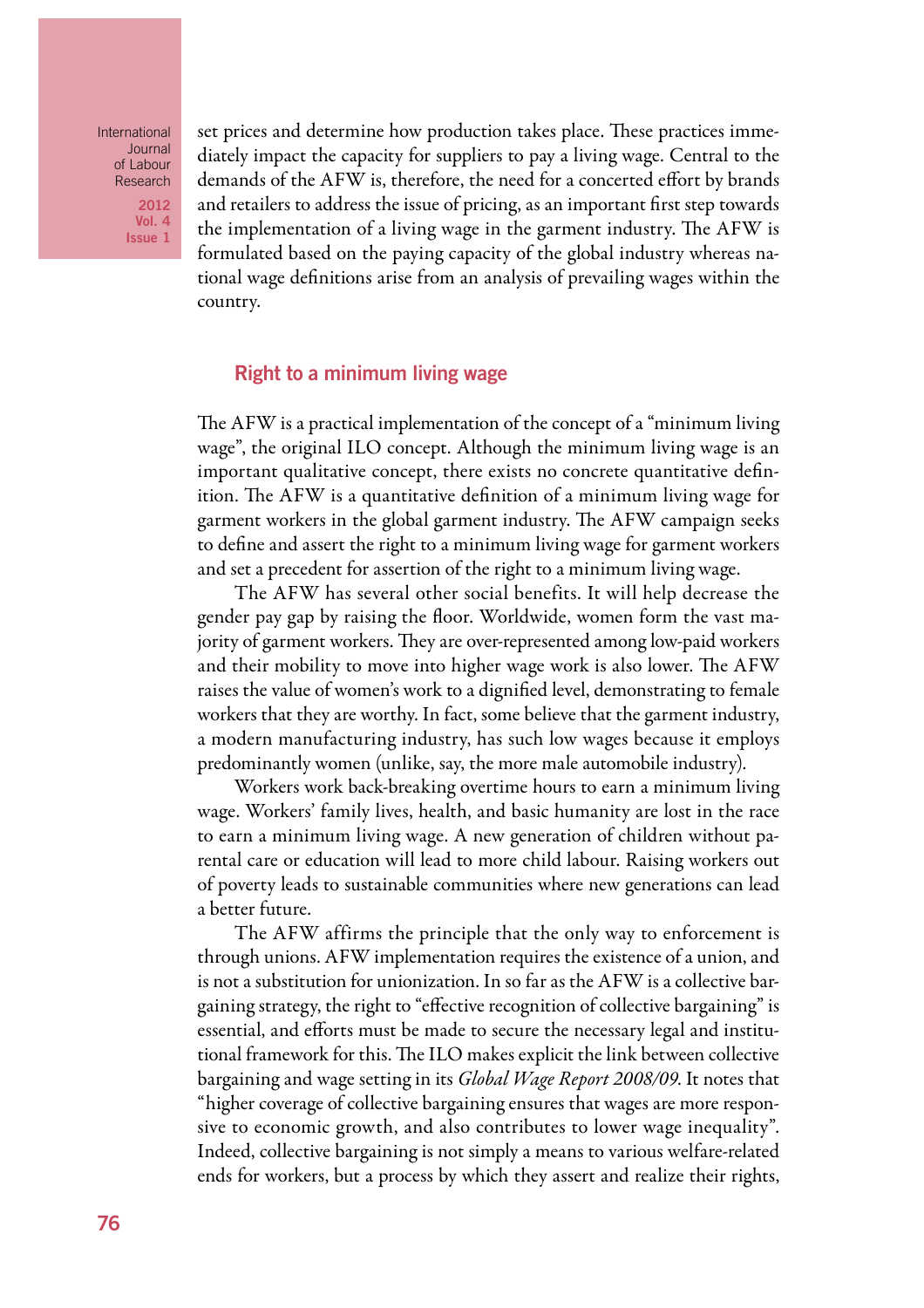set prices and determine how production takes place. These practices immediately impact the capacity for suppliers to pay a living wage. Central to the demands of the AFW is, therefore, the need for a concerted effort by brands and retailers to address the issue of pricing, as an important first step towards the implementation of a living wage in the garment industry. The AFW is formulated based on the paying capacity of the global industry whereas national wage definitions arise from an analysis of prevailing wages within the country.

## Right to a minimum living wage

The AFW is a practical implementation of the concept of a "minimum living wage", the original ILO concept. Although the minimum living wage is an important qualitative concept, there exists no concrete quantitative definition. The AFW is a quantitative definition of a minimum living wage for garment workers in the global garment industry. The AFW campaign seeks to define and assert the right to a minimum living wage for garment workers and set a precedent for assertion of the right to a minimum living wage.

The AFW has several other social benefits. It will help decrease the gender pay gap by raising the floor. Worldwide, women form the vast majority of garment workers. They are over-represented among low-paid workers and their mobility to move into higher wage work is also lower. The AFW raises the value of women's work to a dignified level, demonstrating to female workers that they are worthy. In fact, some believe that the garment industry, a modern manufacturing industry, has such low wages because it employs predominantly women (unlike, say, the more male automobile industry).

Workers work back-breaking overtime hours to earn a minimum living wage. Workers' family lives, health, and basic humanity are lost in the race to earn a minimum living wage. A new generation of children without parental care or education will lead to more child labour. Raising workers out of poverty leads to sustainable communities where new generations can lead a better future.

The AFW affirms the principle that the only way to enforcement is through unions. AFW implementation requires the existence of a union, and is not a substitution for unionization. In so far as the AFW is a collective bargaining strategy, the right to "effective recognition of collective bargaining" is essential, and efforts must be made to secure the necessary legal and institutional framework for this. The ILO makes explicit the link between collective bargaining and wage setting in its *Global Wage Report 2008/09*. It notes that "higher coverage of collective bargaining ensures that wages are more responsive to economic growth, and also contributes to lower wage inequality". Indeed, collective bargaining is not simply a means to various welfare-related ends for workers, but a process by which they assert and realize their rights,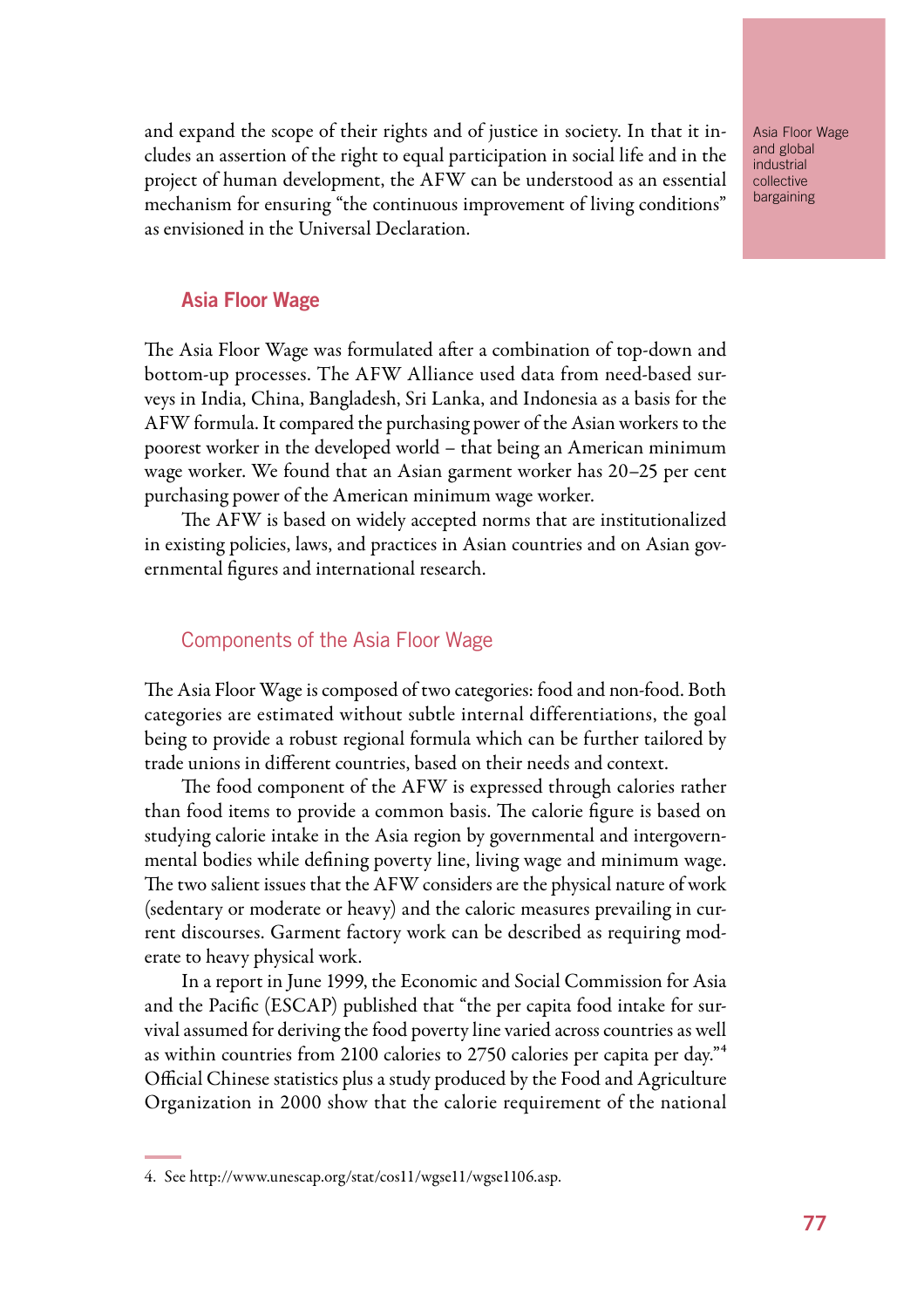and expand the scope of their rights and of justice in society. In that it includes an assertion of the right to equal participation in social life and in the project of human development, the AFW can be understood as an essential mechanism for ensuring "the continuous improvement of living conditions" as envisioned in the Universal Declaration.

## Asia Floor Wage

The Asia Floor Wage was formulated after a combination of top-down and bottom-up processes. The AFW Alliance used data from need-based surveys in India, China, Bangladesh, Sri Lanka, and Indonesia as a basis for the AFW formula. It compared the purchasing power of the Asian workers to the poorest worker in the developed world – that being an American minimum wage worker. We found that an Asian garment worker has 20–25 per cent purchasing power of the American minimum wage worker.

The AFW is based on widely accepted norms that are institutionalized in existing policies, laws, and practices in Asian countries and on Asian governmental figures and international research.

### Components of the Asia Floor Wage

The Asia Floor Wage is composed of two categories: food and non-food. Both categories are estimated without subtle internal differentiations, the goal being to provide a robust regional formula which can be further tailored by trade unions in different countries, based on their needs and context.

The food component of the AFW is expressed through calories rather than food items to provide a common basis. The calorie figure is based on studying calorie intake in the Asia region by governmental and intergovernmental bodies while defining poverty line, living wage and minimum wage. The two salient issues that the AFW considers are the physical nature of work (sedentary or moderate or heavy) and the caloric measures prevailing in current discourses. Garment factory work can be described as requiring moderate to heavy physical work.

In a report in June 1999, the Economic and Social Commission for Asia and the Pacific (ESCAP) published that "the per capita food intake for survival assumed for deriving the food poverty line varied across countries as well as within countries from 2100 calories to 2750 calories per capita per day."[4] Official Chinese statistics plus a study produced by the Food and Agriculture Organization in 2000 show that the calorie requirement of the national

4. See http://www.unescap.org/stat/cos11/wgse11/wgse1106.asp.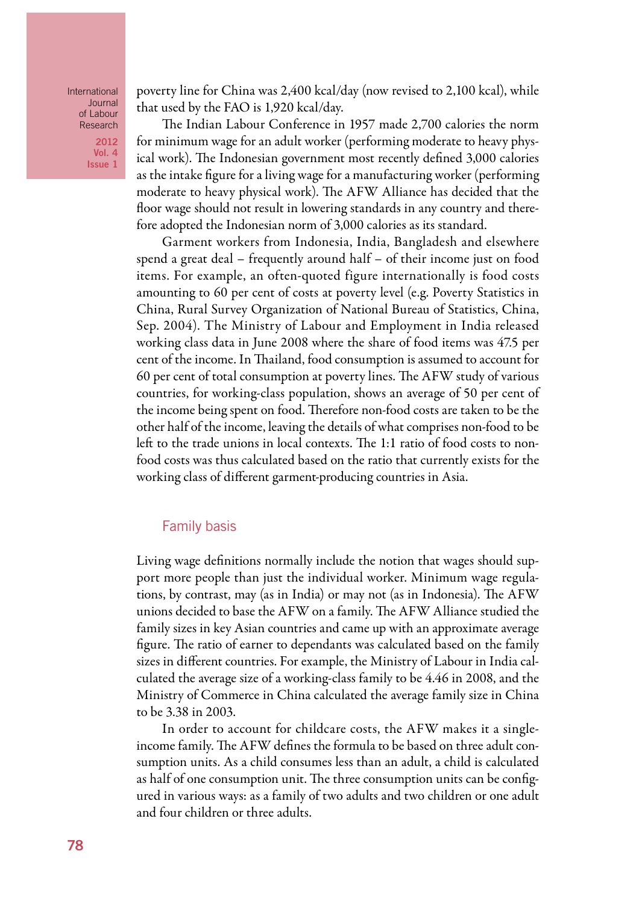poverty line for China was 2,400 kcal/day (now revised to 2,100 kcal), while that used by the FAO is 1,920 kcal/day.

The Indian Labour Conference in 1957 made 2,700 calories the norm for minimum wage for an adult worker (performing moderate to heavy physical work). The Indonesian government most recently defined 3,000 calories as the intake figure for a living wage for a manufacturing worker (performing moderate to heavy physical work). The AFW Alliance has decided that the floor wage should not result in lowering standards in any country and therefore adopted the Indonesian norm of 3,000 calories as its standard.

Garment workers from Indonesia, India, Bangladesh and elsewhere spend a great deal – frequently around half – of their income just on food items. For example, an often-quoted figure internationally is food costs amounting to 60 per cent of costs at poverty level (e.g. Poverty Statistics in China, Rural Survey Organization of National Bureau of Statistics, China, Sep. 2004). The Ministry of Labour and Employment in India released working class data in June 2008 where the share of food items was 47.5 per cent of the income. In Thailand, food consumption is assumed to account for 60 per cent of total consumption at poverty lines. The AFW study of various countries, for working-class population, shows an average of 50 per cent of the income being spent on food. Therefore non-food costs are taken to be the other half of the income, leaving the details of what comprises non-food to be left to the trade unions in local contexts. The 1:1 ratio of food costs to non-food costs was thus calculated based on the ratio that currently exists for the working class of different garment-producing countries in Asia.

## Family basis

Living wage definitions normally include the notion that wages should support more people than just the individual worker. Minimum wage regulations, by contrast, may (as in India) or may not (as in Indonesia). The AFW unions decided to base the AFW on a family. The AFW Alliance studied the family sizes in key Asian countries and came up with an approximate average figure. The ratio of earner to dependants was calculated based on the family sizes in different countries. For example, the Ministry of Labour in India calculated the average size of a working-class family to be 4.46 in 2008, and the Ministry of Commerce in China calculated the average family size in China to be 3.38 in 2003.

In order to account for childcare costs, the AFW makes it a single-income family. The AFW defines the formula to be based on three adult consumption units. As a child consumes less than an adult, a child is calculated as half of one consumption unit. The three consumption units can be configured in various ways: as a family of two adults and two children or one adult and four children or three adults.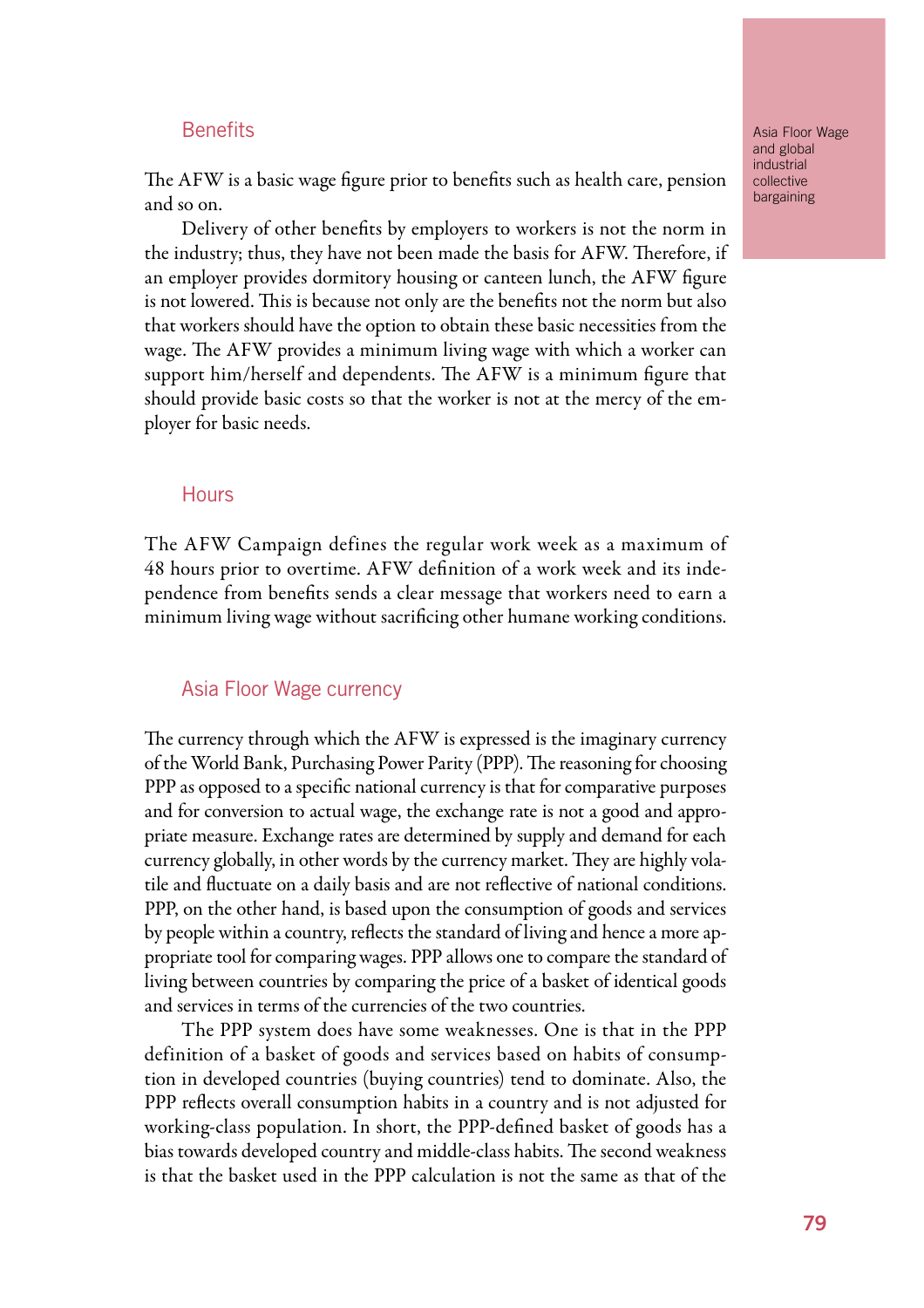## Benefits

The AFW is a basic wage figure prior to benefits such as health care, pension and so on.

Delivery of other benefits by employers to workers is not the norm in the industry; thus, they have not been made the basis for AFW. Therefore, if an employer provides dormitory housing or canteen lunch, the AFW figure is not lowered. This is because not only are the benefits not the norm but also that workers should have the option to obtain these basic necessities from the wage. The AFW provides a minimum living wage with which a worker can support him/herself and dependents. The AFW is a minimum figure that should provide basic costs so that the worker is not at the mercy of the employer for basic needs.

## Hours

The AFW Campaign defines the regular work week as a maximum of 48 hours prior to overtime. AFW definition of a work week and its independence from benefits sends a clear message that workers need to earn a minimum living wage without sacrificing other humane working conditions.

## Asia Floor Wage currency

The currency through which the AFW is expressed is the imaginary currency of the World Bank, Purchasing Power Parity (PPP). The reasoning for choosing PPP as opposed to a specific national currency is that for comparative purposes and for conversion to actual wage, the exchange rate is not a good and appropriate measure. Exchange rates are determined by supply and demand for each currency globally, in other words by the currency market. They are highly volatile and fluctuate on a daily basis and are not reflective of national conditions. PPP, on the other hand, is based upon the consumption of goods and services by people within a country, reflects the standard of living and hence a more appropriate tool for comparing wages. PPP allows one to compare the standard of living between countries by comparing the price of a basket of identical goods and services in terms of the currencies of the two countries.

The PPP system does have some weaknesses. One is that in the PPP definition of a basket of goods and services based on habits of consumption in developed countries (buying countries) tend to dominate. Also, the PPP reflects overall consumption habits in a country and is not adjusted for working-class population. In short, the PPP-defined basket of goods has a bias towards developed country and middle-class habits. The second weakness is that the basket used in the PPP calculation is not the same as that of the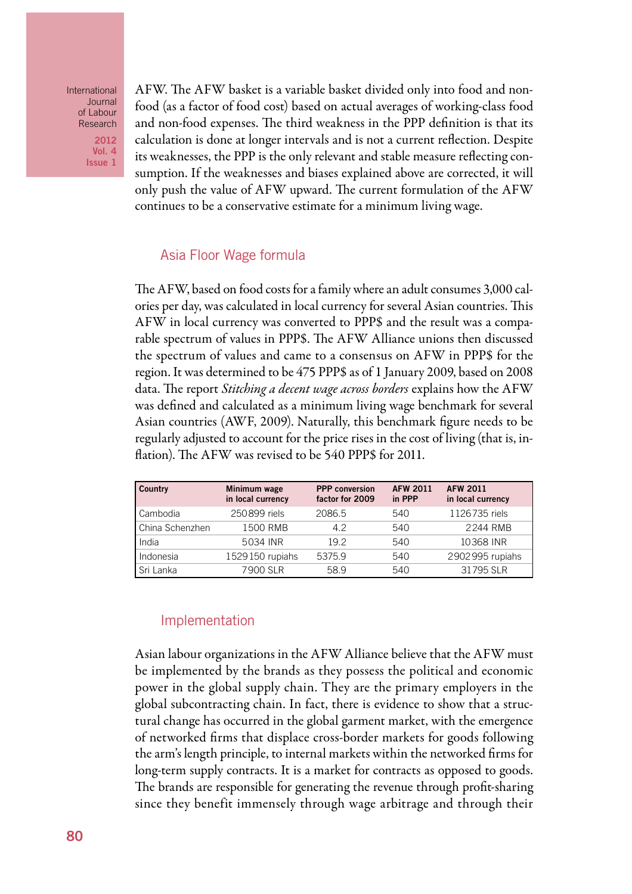AFW. The AFW basket is a variable basket divided only into food and non-food (as a factor of food cost) based on actual averages of working-class food and non-food expenses. The third weakness in the PPP definition is that its calculation is done at longer intervals and is not a current reflection. Despite its weaknesses, the PPP is the only relevant and stable measure reflecting consumption. If the weaknesses and biases explained above are corrected, it will only push the value of AFW upward. The current formulation of the AFW continues to be a conservative estimate for a minimum living wage.

## Asia Floor Wage formula

The AFW, based on food costs for a family where an adult consumes 3,000 calories per day, was calculated in local currency for several Asian countries. This AFW in local currency was converted to PPP$ and the result was a comparable spectrum of values in PPP$. The AFW Alliance unions then discussed the spectrum of values and came to a consensus on AFW in PPP$ for the region. It was determined to be 475 PPP$ as of 1 January 2009, based on 2008 data. The report *Stitching a decent wage across borders* explains how the AFW was defined and calculated as a minimum living wage benchmark for several Asian countries (AWF, 2009). Naturally, this benchmark figure needs to be regularly adjusted to account for the price rises in the cost of living (that is, inflation). The AFW was revised to be 540 PPP$ for 2011.

| Country | Minimum wage in local currency | PPP conversion factor for 2009 | AFW 2011 in PPP | AFW 2011 in local currency |
|---|---|---|---|---|
| Cambodia | 250899 riels | 2086.5 | 540 | 1126735 riels |
| China Schenzhen | 1500 RMB | 4.2 | 540 | 2244 RMB |
| India | 5034 INR | 19.2 | 540 | 10368 INR |
| Indonesia | 1529150 rupiahs | 5375.9 | 540 | 2902995 rupiahs |
| Sri Lanka | 7900 SLR | 58.9 | 540 | 31795 SLR |

## Implementation

Asian labour organizations in the AFW Alliance believe that the AFW must be implemented by the brands as they possess the political and economic power in the global supply chain. They are the primary employers in the global subcontracting chain. In fact, there is evidence to show that a structural change has occurred in the global garment market, with the emergence of networked firms that displace cross-border markets for goods following the arm's length principle, to internal markets within the networked firms for long-term supply contracts. It is a market for contracts as opposed to goods. The brands are responsible for generating the revenue through profit-sharing since they benefit immensely through wage arbitrage and through their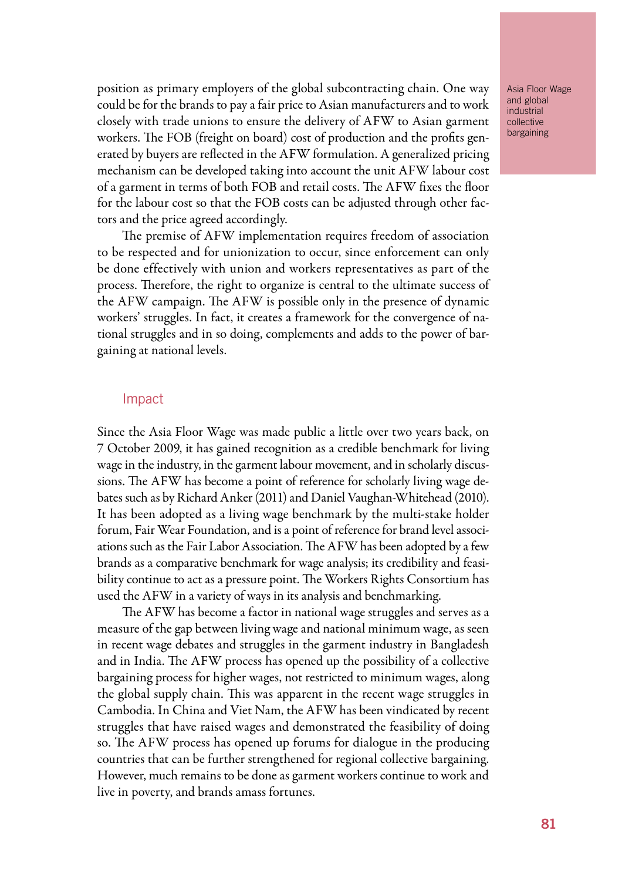position as primary employers of the global subcontracting chain. One way could be for the brands to pay a fair price to Asian manufacturers and to work closely with trade unions to ensure the delivery of AFW to Asian garment workers. The FOB (freight on board) cost of production and the profits generated by buyers are reflected in the AFW formulation. A generalized pricing mechanism can be developed taking into account the unit AFW labour cost of a garment in terms of both FOB and retail costs. The AFW fixes the floor for the labour cost so that the FOB costs can be adjusted through other factors and the price agreed accordingly.

The premise of AFW implementation requires freedom of association to be respected and for unionization to occur, since enforcement can only be done effectively with union and workers representatives as part of the process. Therefore, the right to organize is central to the ultimate success of the AFW campaign. The AFW is possible only in the presence of dynamic workers' struggles. In fact, it creates a framework for the convergence of national struggles and in so doing, complements and adds to the power of bargaining at national levels.

## Impact

Since the Asia Floor Wage was made public a little over two years back, on 7 October 2009, it has gained recognition as a credible benchmark for living wage in the industry, in the garment labour movement, and in scholarly discussions. The AFW has become a point of reference for scholarly living wage debates such as by Richard Anker (2011) and Daniel Vaughan-Whitehead (2010). It has been adopted as a living wage benchmark by the multi-stake holder forum, Fair Wear Foundation, and is a point of reference for brand level associations such as the Fair Labor Association. The AFW has been adopted by a few brands as a comparative benchmark for wage analysis; its credibility and feasibility continue to act as a pressure point. The Workers Rights Consortium has used the AFW in a variety of ways in its analysis and benchmarking.

The AFW has become a factor in national wage struggles and serves as a measure of the gap between living wage and national minimum wage, as seen in recent wage debates and struggles in the garment industry in Bangladesh and in India. The AFW process has opened up the possibility of a collective bargaining process for higher wages, not restricted to minimum wages, along the global supply chain. This was apparent in the recent wage struggles in Cambodia. In China and Viet Nam, the AFW has been vindicated by recent struggles that have raised wages and demonstrated the feasibility of doing so. The AFW process has opened up forums for dialogue in the producing countries that can be further strengthened for regional collective bargaining. However, much remains to be done as garment workers continue to work and live in poverty, and brands amass fortunes.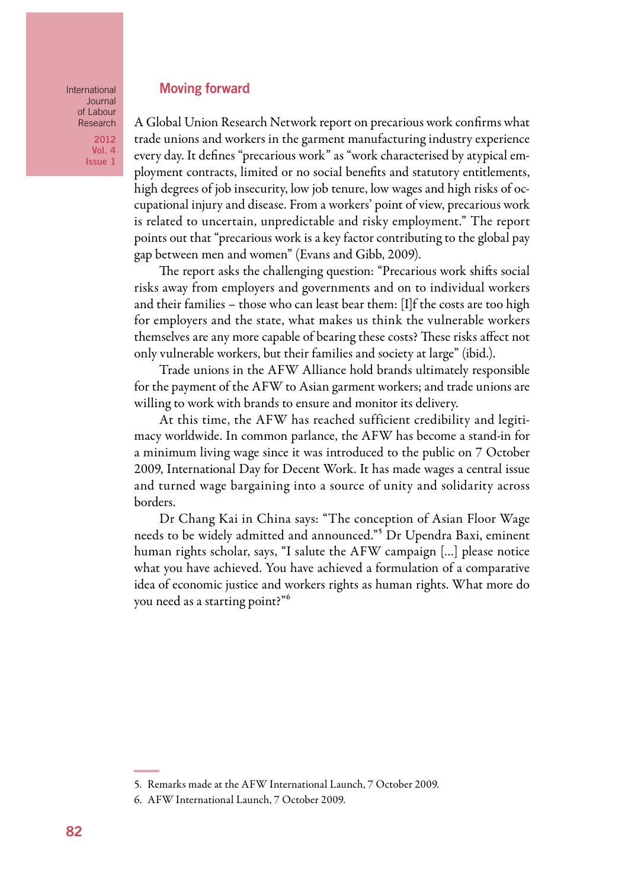## Moving forward

A Global Union Research Network report on precarious work confirms what trade unions and workers in the garment manufacturing industry experience every day. It defines "precarious work" as "work characterised by atypical employment contracts, limited or no social benefits and statutory entitlements, high degrees of job insecurity, low job tenure, low wages and high risks of occupational injury and disease. From a workers' point of view, precarious work is related to uncertain, unpredictable and risky employment." The report points out that "precarious work is a key factor contributing to the global pay gap between men and women" (Evans and Gibb, 2009).

The report asks the challenging question: "Precarious work shifts social risks away from employers and governments and on to individual workers and their families – those who can least bear them: [I]f the costs are too high for employers and the state, what makes us think the vulnerable workers themselves are any more capable of bearing these costs? These risks affect not only vulnerable workers, but their families and society at large" (ibid.).

Trade unions in the AFW Alliance hold brands ultimately responsible for the payment of the AFW to Asian garment workers; and trade unions are willing to work with brands to ensure and monitor its delivery.

At this time, the AFW has reached sufficient credibility and legitimacy worldwide. In common parlance, the AFW has become a stand-in for a minimum living wage since it was introduced to the public on 7 October 2009, International Day for Decent Work. It has made wages a central issue and turned wage bargaining into a source of unity and solidarity across borders.

Dr Chang Kai in China says: "The conception of Asian Floor Wage needs to be widely admitted and announced."[5] Dr Upendra Baxi, eminent human rights scholar, says, "I salute the AFW campaign [...] please notice what you have achieved. You have achieved a formulation of a comparative idea of economic justice and workers rights as human rights. What more do you need as a starting point?"[6]

5. Remarks made at the AFW International Launch, 7 October 2009.

6. AFW International Launch, 7 October 2009.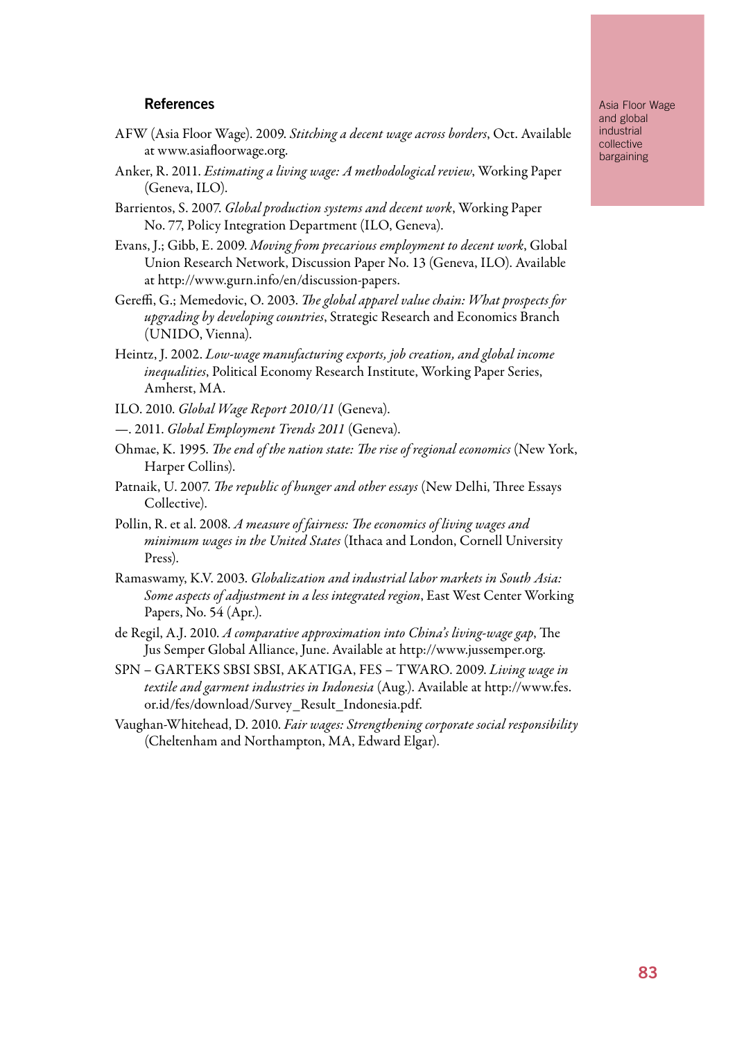## References

AFW (Asia Floor Wage). 2009. *Stitching a decent wage across borders*, Oct. Available at www.asiafloorwage.org.

Anker, R. 2011. *Estimating a living wage: A methodological review*, Working Paper (Geneva, ILO).

Barrientos, S. 2007. *Global production systems and decent work*, Working Paper No. 77, Policy Integration Department (ILO, Geneva).

Evans, J.; Gibb, E. 2009. *Moving from precarious employment to decent work*, Global Union Research Network, Discussion Paper No. 13 (Geneva, ILO). Available at http://www.gurn.info/en/discussion-papers.

Gereffi, G.; Memedovic, O. 2003. *The global apparel value chain: What prospects for upgrading by developing countries*, Strategic Research and Economics Branch (UNIDO, Vienna).

Heintz, J. 2002. *Low-wage manufacturing exports, job creation, and global income inequalities*, Political Economy Research Institute, Working Paper Series, Amherst, MA.

ILO. 2010. *Global Wage Report 2010/11* (Geneva).

—. 2011. *Global Employment Trends 2011* (Geneva).

Ohmae, K. 1995. *The end of the nation state: The rise of regional economics* (New York, Harper Collins).

Patnaik, U. 2007. *The republic of hunger and other essays* (New Delhi, Three Essays Collective).

Pollin, R. et al. 2008. *A measure of fairness: The economics of living wages and minimum wages in the United States* (Ithaca and London, Cornell University Press).

Ramaswamy, K.V. 2003. *Globalization and industrial labor markets in South Asia: Some aspects of adjustment in a less integrated region*, East West Center Working Papers, No. 54 (Apr.).

de Regil, A.J. 2010. *A comparative approximation into China's living-wage gap*, The Jus Semper Global Alliance, June. Available at http://www.jussemper.org.

SPN – GARTEKS SBSI SBSI, AKATIGA, FES – TWARO. 2009. *Living wage in textile and garment industries in Indonesia* (Aug.). Available at http://www.fes.or.id/fes/download/Survey_Result_Indonesia.pdf.

Vaughan-Whitehead, D. 2010. *Fair wages: Strengthening corporate social responsibility* (Cheltenham and Northampton, MA, Edward Elgar).